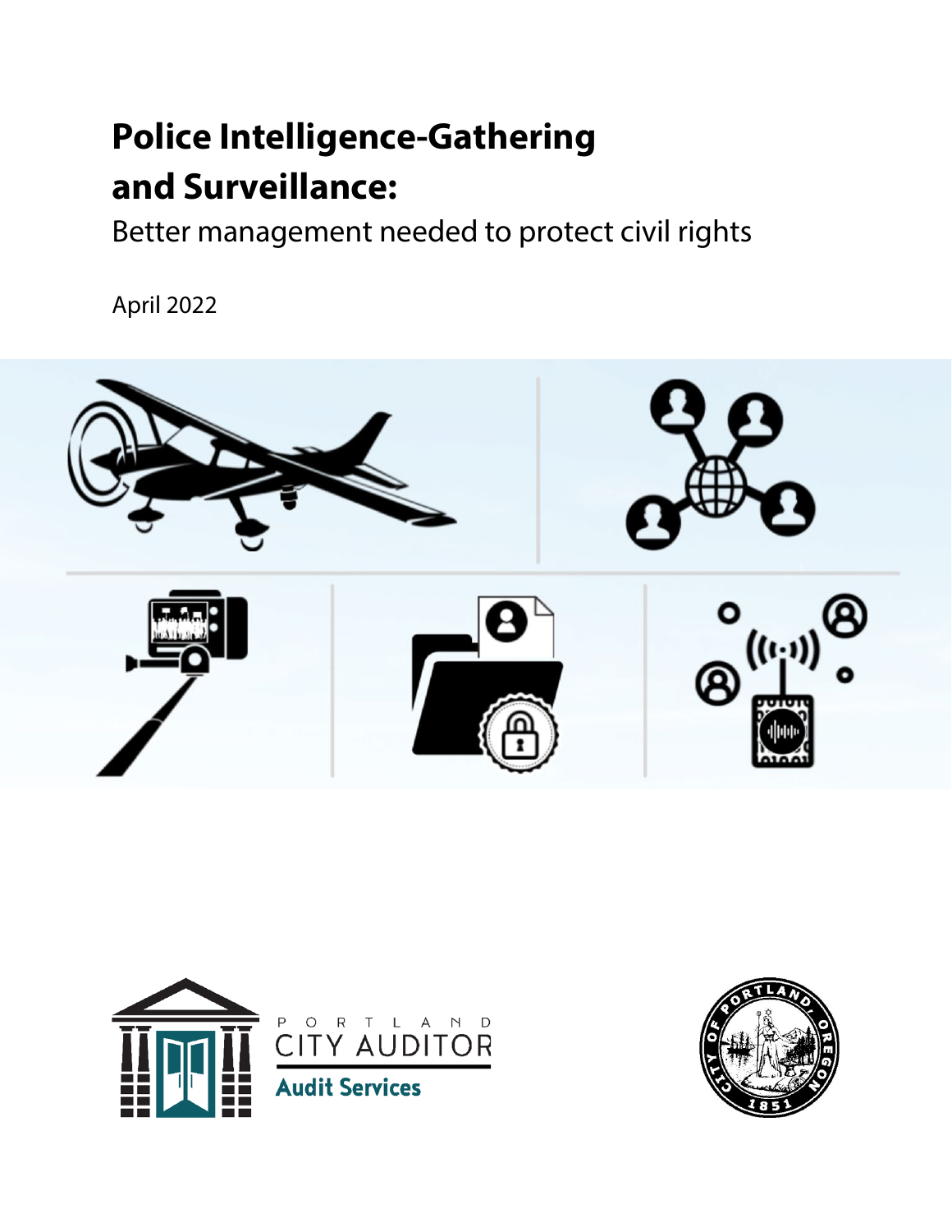# Police Intelligence-Gathering and Surveillance:

Better management needed to protect civil rights

April 2022

PORTLAND CITY AUDITOR

Audit Services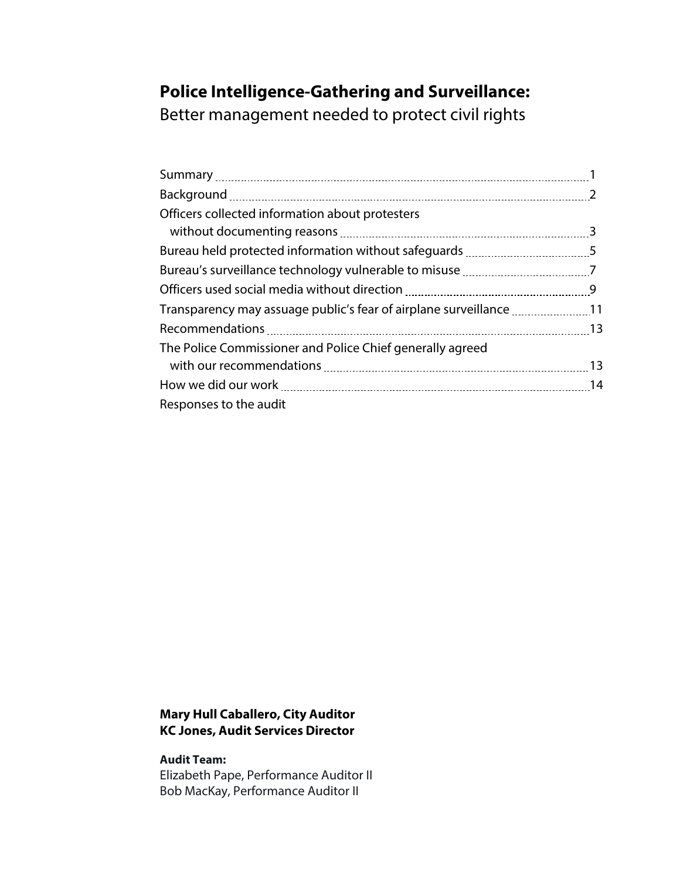# Police Intelligence-Gathering and Surveillance:

## Better management needed to protect civil rights

| | |
|---|---|
| Summary | 1 |
| Background | 2 |
| Officers collected information about protesters without documenting reasons | 3 |
| Bureau held protected information without safeguards | 5 |
| Bureau's surveillance technology vulnerable to misuse | 7 |
| Officers used social media without direction | 9 |
| Transparency may assuage public's fear of airplane surveillance | 11 |
| Recommendations | 13 |
| The Police Commissioner and Police Chief generally agreed with our recommendations | 13 |
| How we did our work | 14 |
| Responses to the audit | |

**Mary Hull Caballero, City Auditor**
**KC Jones, Audit Services Director**

**Audit Team:**
Elizabeth Pape, Performance Auditor II
Bob MacKay, Performance Auditor II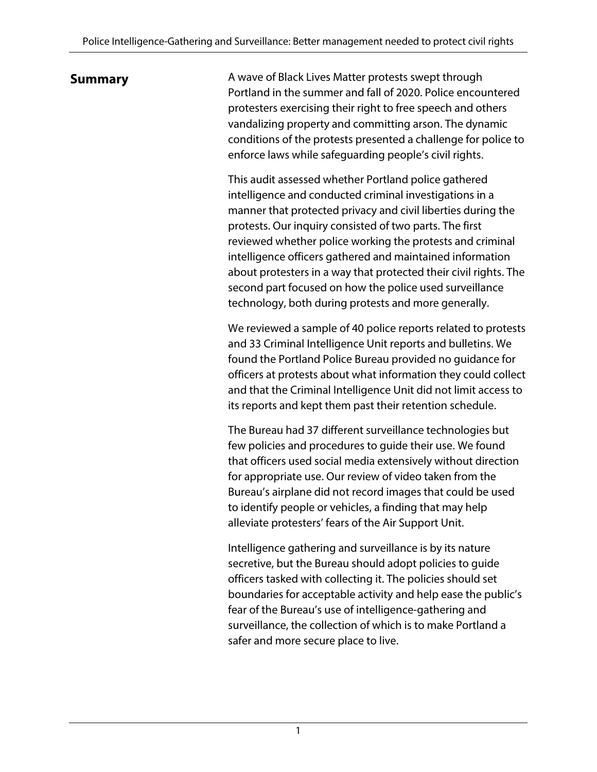## Summary

A wave of Black Lives Matter protests swept through Portland in the summer and fall of 2020. Police encountered protesters exercising their right to free speech and others vandalizing property and committing arson. The dynamic conditions of the protests presented a challenge for police to enforce laws while safeguarding people's civil rights.

This audit assessed whether Portland police gathered intelligence and conducted criminal investigations in a manner that protected privacy and civil liberties during the protests. Our inquiry consisted of two parts. The first reviewed whether police working the protests and criminal intelligence officers gathered and maintained information about protesters in a way that protected their civil rights. The second part focused on how the police used surveillance technology, both during protests and more generally.

We reviewed a sample of 40 police reports related to protests and 33 Criminal Intelligence Unit reports and bulletins. We found the Portland Police Bureau provided no guidance for officers at protests about what information they could collect and that the Criminal Intelligence Unit did not limit access to its reports and kept them past their retention schedule.

The Bureau had 37 different surveillance technologies but few policies and procedures to guide their use. We found that officers used social media extensively without direction for appropriate use. Our review of video taken from the Bureau's airplane did not record images that could be used to identify people or vehicles, a finding that may help alleviate protesters' fears of the Air Support Unit.

Intelligence gathering and surveillance is by its nature secretive, but the Bureau should adopt policies to guide officers tasked with collecting it. The policies should set boundaries for acceptable activity and help ease the public's fear of the Bureau's use of intelligence-gathering and surveillance, the collection of which is to make Portland a safer and more secure place to live.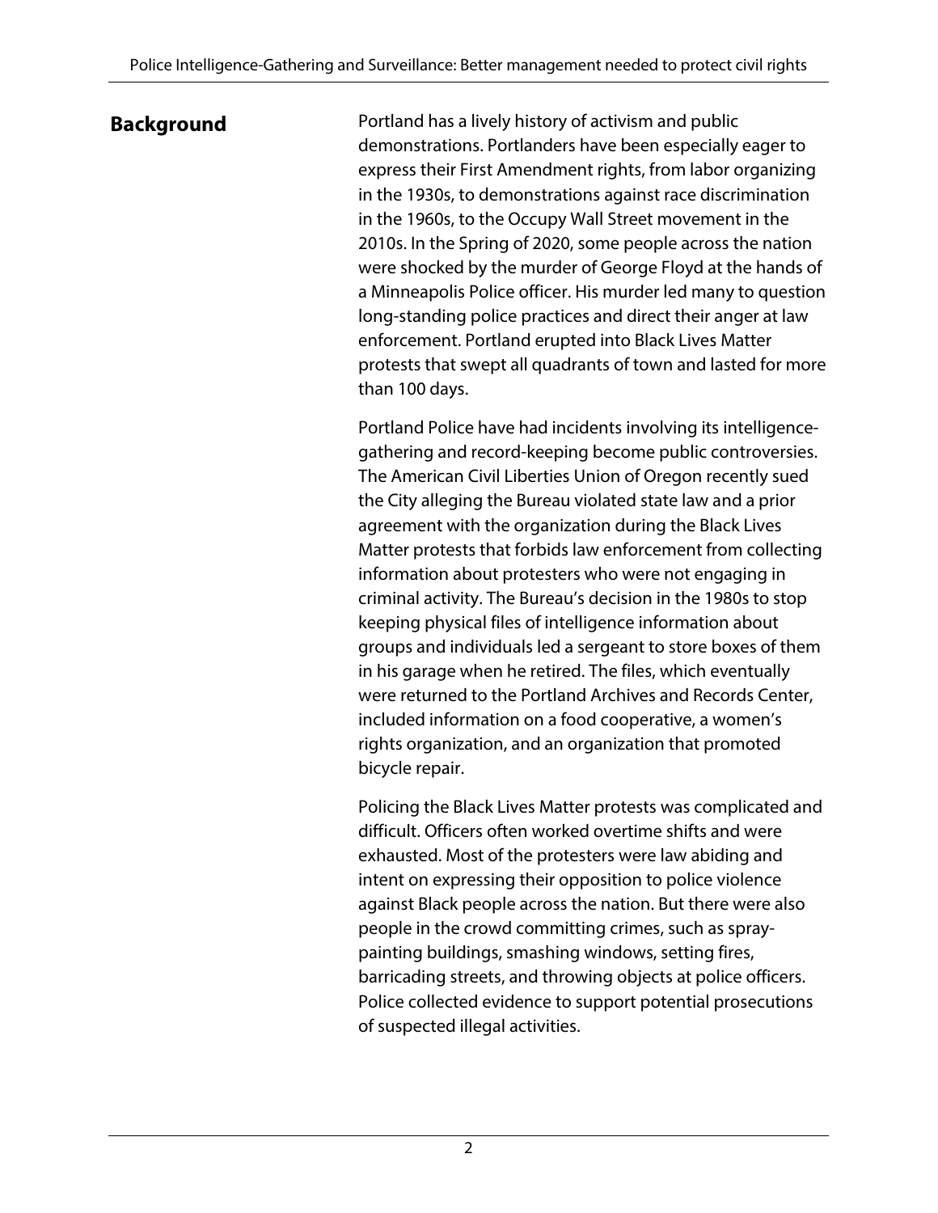## Background

Portland has a lively history of activism and public demonstrations. Portlanders have been especially eager to express their First Amendment rights, from labor organizing in the 1930s, to demonstrations against race discrimination in the 1960s, to the Occupy Wall Street movement in the 2010s. In the Spring of 2020, some people across the nation were shocked by the murder of George Floyd at the hands of a Minneapolis Police officer. His murder led many to question long-standing police practices and direct their anger at law enforcement. Portland erupted into Black Lives Matter protests that swept all quadrants of town and lasted for more than 100 days.

Portland Police have had incidents involving its intelligence-gathering and record-keeping become public controversies. The American Civil Liberties Union of Oregon recently sued the City alleging the Bureau violated state law and a prior agreement with the organization during the Black Lives Matter protests that forbids law enforcement from collecting information about protesters who were not engaging in criminal activity. The Bureau's decision in the 1980s to stop keeping physical files of intelligence information about groups and individuals led a sergeant to store boxes of them in his garage when he retired. The files, which eventually were returned to the Portland Archives and Records Center, included information on a food cooperative, a women's rights organization, and an organization that promoted bicycle repair.

Policing the Black Lives Matter protests was complicated and difficult. Officers often worked overtime shifts and were exhausted. Most of the protesters were law abiding and intent on expressing their opposition to police violence against Black people across the nation. But there were also people in the crowd committing crimes, such as spray-painting buildings, smashing windows, setting fires, barricading streets, and throwing objects at police officers. Police collected evidence to support potential prosecutions of suspected illegal activities.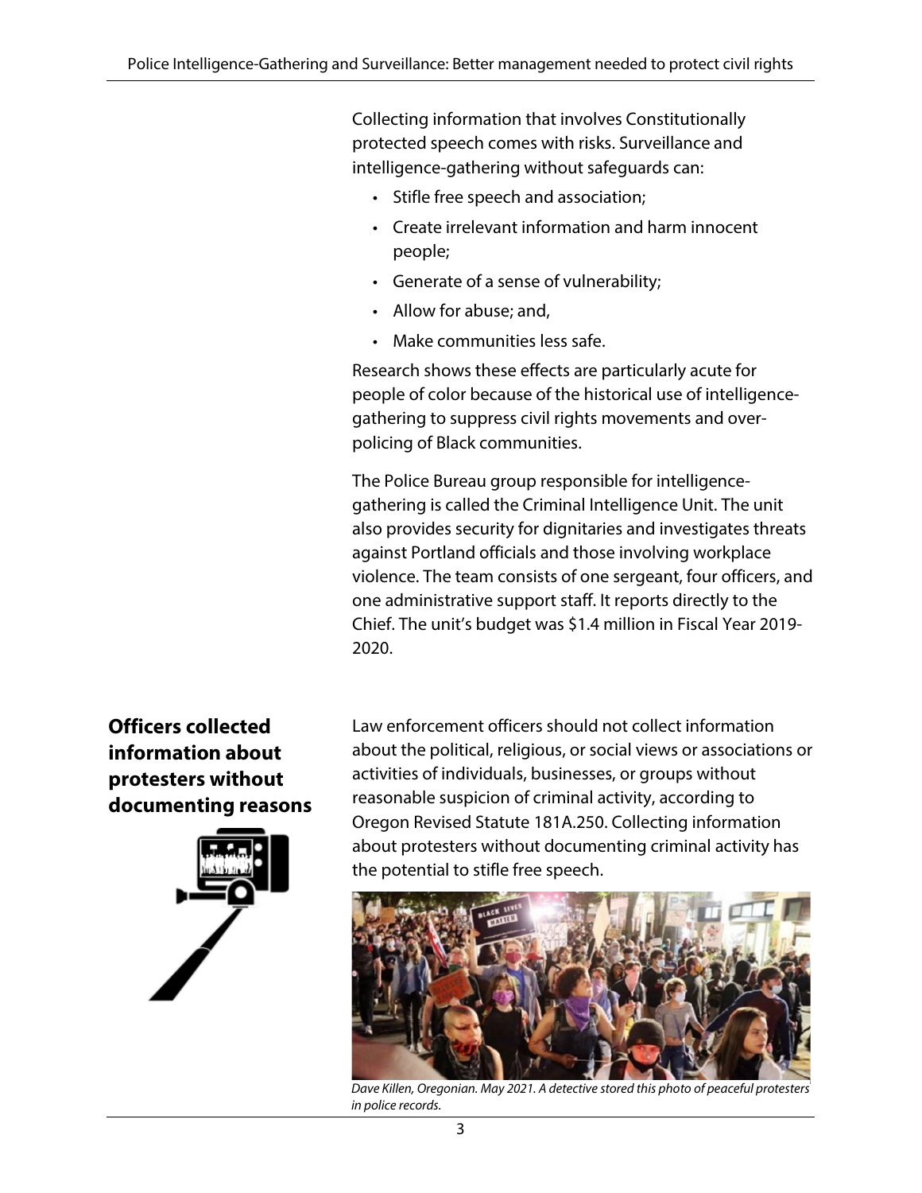Collecting information that involves Constitutionally protected speech comes with risks. Surveillance and intelligence-gathering without safeguards can:

- Stifle free speech and association;
- Create irrelevant information and harm innocent people;
- Generate of a sense of vulnerability;
- Allow for abuse; and,
- Make communities less safe.

Research shows these effects are particularly acute for people of color because of the historical use of intelligence-gathering to suppress civil rights movements and over-policing of Black communities.

The Police Bureau group responsible for intelligence-gathering is called the Criminal Intelligence Unit. The unit also provides security for dignitaries and investigates threats against Portland officials and those involving workplace violence. The team consists of one sergeant, four officers, and one administrative support staff. It reports directly to the Chief. The unit's budget was $1.4 million in Fiscal Year 2019-2020.

## Officers collected information about protesters without documenting reasons

Law enforcement officers should not collect information about the political, religious, or social views or associations or activities of individuals, businesses, or groups without reasonable suspicion of criminal activity, according to Oregon Revised Statute 181A.250. Collecting information about protesters without documenting criminal activity has the potential to stifle free speech.

*Dave Killen, Oregonian. May 2021. A detective stored this photo of peaceful protesters in police records.*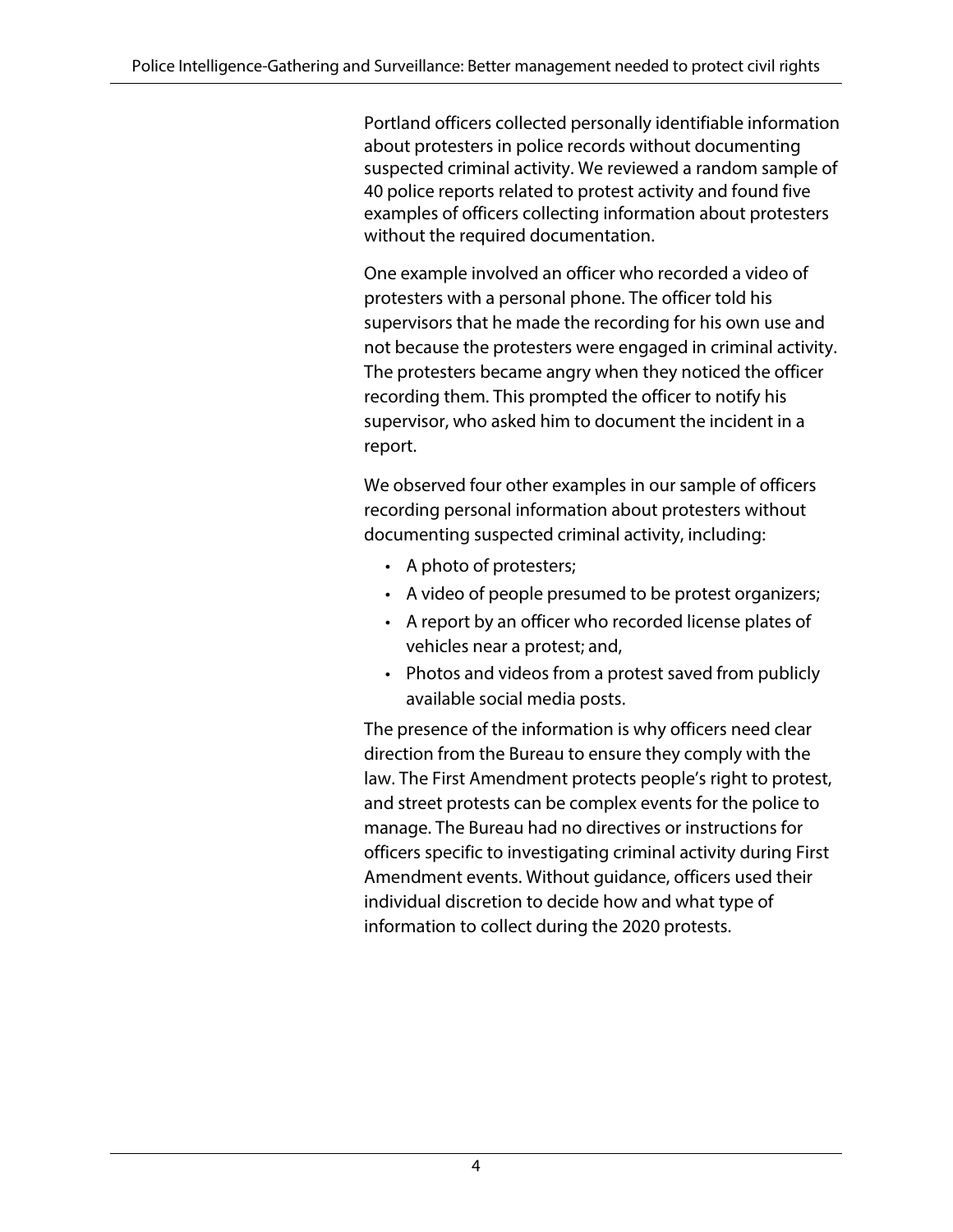Portland officers collected personally identifiable information about protesters in police records without documenting suspected criminal activity. We reviewed a random sample of 40 police reports related to protest activity and found five examples of officers collecting information about protesters without the required documentation.

One example involved an officer who recorded a video of protesters with a personal phone. The officer told his supervisors that he made the recording for his own use and not because the protesters were engaged in criminal activity. The protesters became angry when they noticed the officer recording them. This prompted the officer to notify his supervisor, who asked him to document the incident in a report.

We observed four other examples in our sample of officers recording personal information about protesters without documenting suspected criminal activity, including:

- A photo of protesters;
- A video of people presumed to be protest organizers;
- A report by an officer who recorded license plates of vehicles near a protest; and,
- Photos and videos from a protest saved from publicly available social media posts.

The presence of the information is why officers need clear direction from the Bureau to ensure they comply with the law. The First Amendment protects people's right to protest, and street protests can be complex events for the police to manage. The Bureau had no directives or instructions for officers specific to investigating criminal activity during First Amendment events. Without guidance, officers used their individual discretion to decide how and what type of information to collect during the 2020 protests.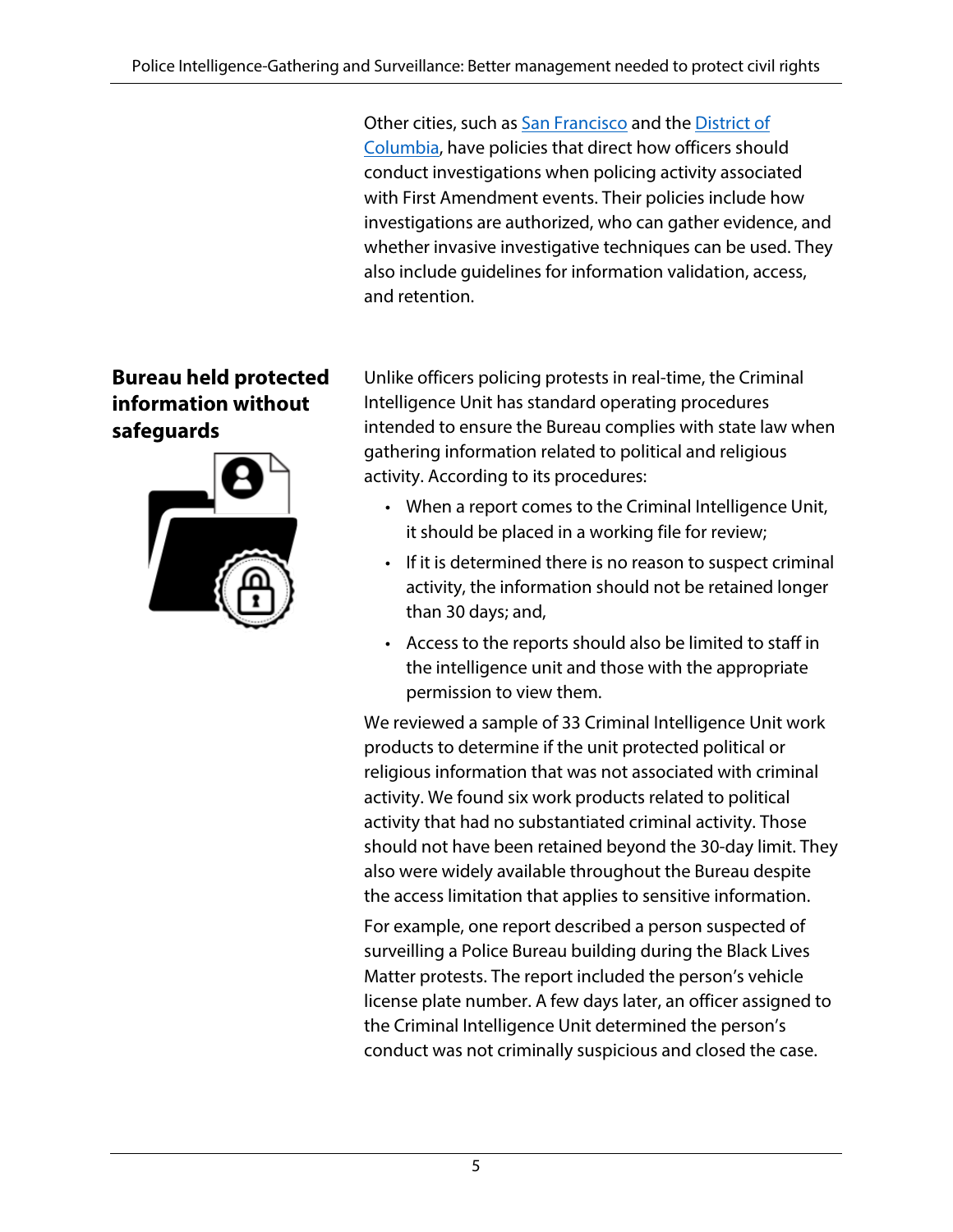Other cities, such as San Francisco and the District of Columbia, have policies that direct how officers should conduct investigations when policing activity associated with First Amendment events. Their policies include how investigations are authorized, who can gather evidence, and whether invasive investigative techniques can be used. They also include guidelines for information validation, access, and retention.

## Bureau held protected information without safeguards

Unlike officers policing protests in real-time, the Criminal Intelligence Unit has standard operating procedures intended to ensure the Bureau complies with state law when gathering information related to political and religious activity. According to its procedures:

- When a report comes to the Criminal Intelligence Unit, it should be placed in a working file for review;
- If it is determined there is no reason to suspect criminal activity, the information should not be retained longer than 30 days; and,
- Access to the reports should also be limited to staff in the intelligence unit and those with the appropriate permission to view them.

We reviewed a sample of 33 Criminal Intelligence Unit work products to determine if the unit protected political or religious information that was not associated with criminal activity. We found six work products related to political activity that had no substantiated criminal activity. Those should not have been retained beyond the 30-day limit. They also were widely available throughout the Bureau despite the access limitation that applies to sensitive information.

For example, one report described a person suspected of surveilling a Police Bureau building during the Black Lives Matter protests. The report included the person's vehicle license plate number. A few days later, an officer assigned to the Criminal Intelligence Unit determined the person's conduct was not criminally suspicious and closed the case.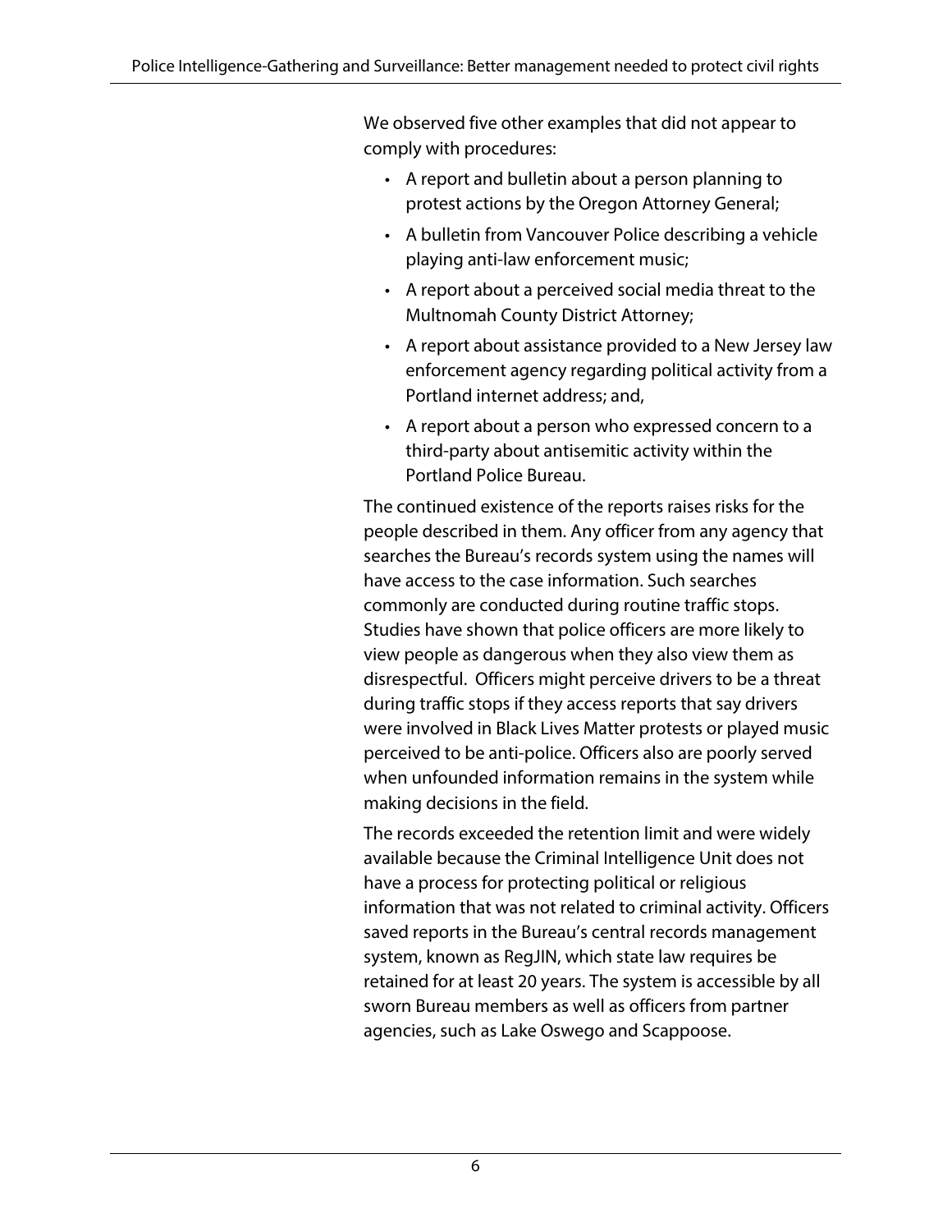We observed five other examples that did not appear to comply with procedures:

- A report and bulletin about a person planning to protest actions by the Oregon Attorney General;
- A bulletin from Vancouver Police describing a vehicle playing anti-law enforcement music;
- A report about a perceived social media threat to the Multnomah County District Attorney;
- A report about assistance provided to a New Jersey law enforcement agency regarding political activity from a Portland internet address; and,
- A report about a person who expressed concern to a third-party about antisemitic activity within the Portland Police Bureau.

The continued existence of the reports raises risks for the people described in them. Any officer from any agency that searches the Bureau's records system using the names will have access to the case information. Such searches commonly are conducted during routine traffic stops. Studies have shown that police officers are more likely to view people as dangerous when they also view them as disrespectful. Officers might perceive drivers to be a threat during traffic stops if they access reports that say drivers were involved in Black Lives Matter protests or played music perceived to be anti-police. Officers also are poorly served when unfounded information remains in the system while making decisions in the field.

The records exceeded the retention limit and were widely available because the Criminal Intelligence Unit does not have a process for protecting political or religious information that was not related to criminal activity. Officers saved reports in the Bureau's central records management system, known as RegJIN, which state law requires be retained for at least 20 years. The system is accessible by all sworn Bureau members as well as officers from partner agencies, such as Lake Oswego and Scappoose.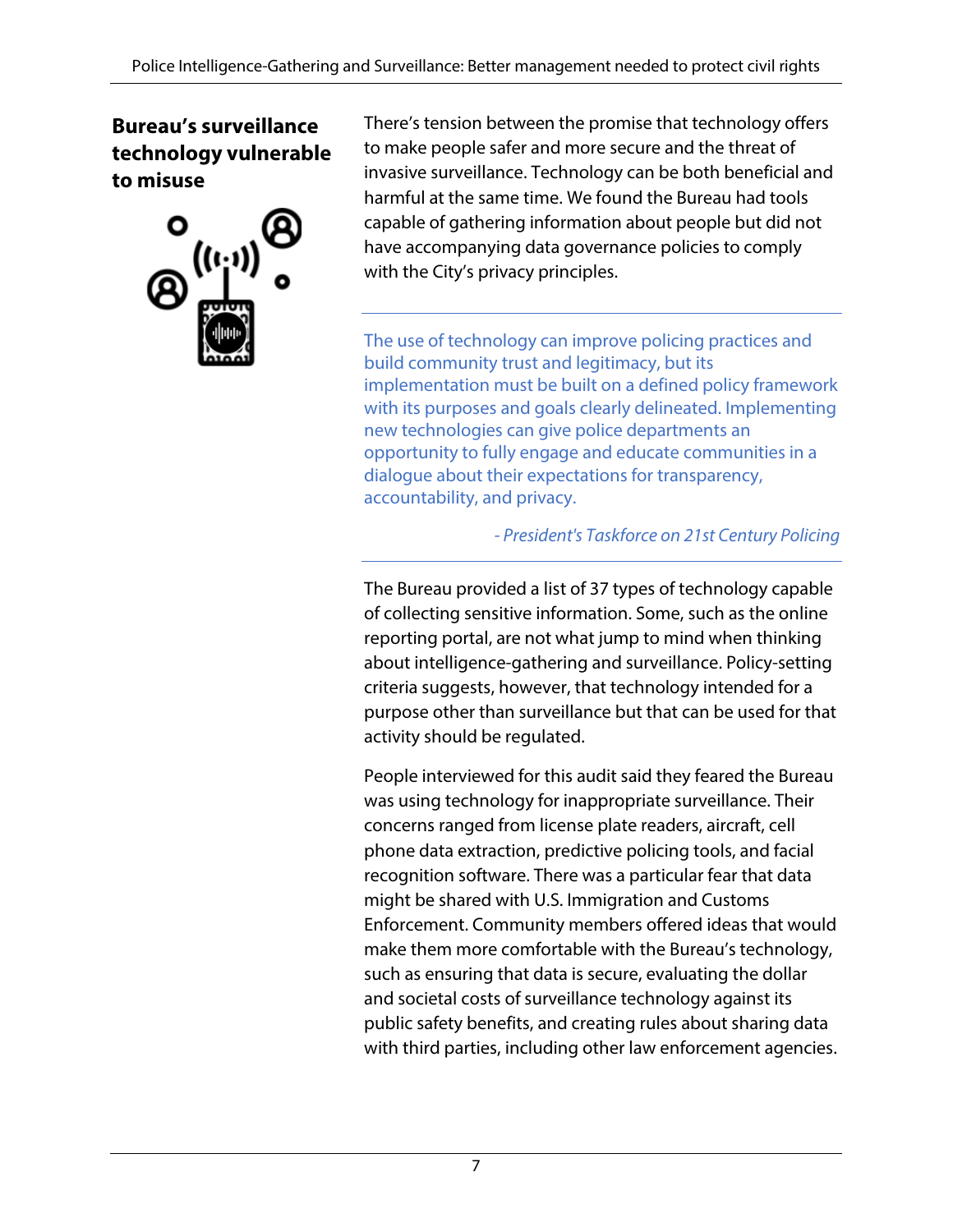## Bureau's surveillance technology vulnerable to misuse

There's tension between the promise that technology offers to make people safer and more secure and the threat of invasive surveillance. Technology can be both beneficial and harmful at the same time. We found the Bureau had tools capable of gathering information about people but did not have accompanying data governance policies to comply with the City's privacy principles.

---

> The use of technology can improve policing practices and build community trust and legitimacy, but its implementation must be built on a defined policy framework with its purposes and goals clearly delineated. Implementing new technologies can give police departments an opportunity to fully engage and educate communities in a dialogue about their expectations for transparency, accountability, and privacy.
>
> *- President's Taskforce on 21st Century Policing*

---

The Bureau provided a list of 37 types of technology capable of collecting sensitive information. Some, such as the online reporting portal, are not what jump to mind when thinking about intelligence-gathering and surveillance. Policy-setting criteria suggests, however, that technology intended for a purpose other than surveillance but that can be used for that activity should be regulated.

People interviewed for this audit said they feared the Bureau was using technology for inappropriate surveillance. Their concerns ranged from license plate readers, aircraft, cell phone data extraction, predictive policing tools, and facial recognition software. There was a particular fear that data might be shared with U.S. Immigration and Customs Enforcement. Community members offered ideas that would make them more comfortable with the Bureau's technology, such as ensuring that data is secure, evaluating the dollar and societal costs of surveillance technology against its public safety benefits, and creating rules about sharing data with third parties, including other law enforcement agencies.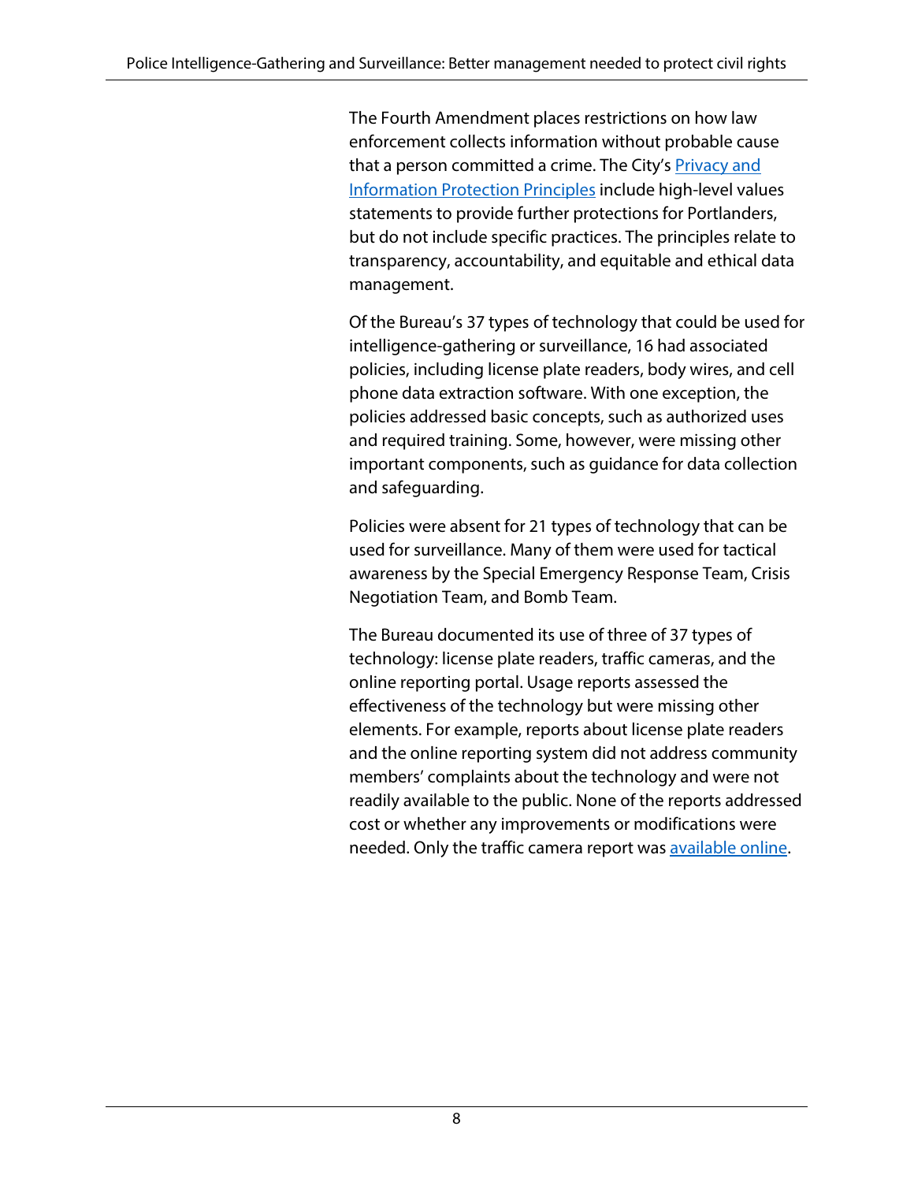The Fourth Amendment places restrictions on how law enforcement collects information without probable cause that a person committed a crime. The City's Privacy and Information Protection Principles include high-level values statements to provide further protections for Portlanders, but do not include specific practices. The principles relate to transparency, accountability, and equitable and ethical data management.

Of the Bureau's 37 types of technology that could be used for intelligence-gathering or surveillance, 16 had associated policies, including license plate readers, body wires, and cell phone data extraction software. With one exception, the policies addressed basic concepts, such as authorized uses and required training. Some, however, were missing other important components, such as guidance for data collection and safeguarding.

Policies were absent for 21 types of technology that can be used for surveillance. Many of them were used for tactical awareness by the Special Emergency Response Team, Crisis Negotiation Team, and Bomb Team.

The Bureau documented its use of three of 37 types of technology: license plate readers, traffic cameras, and the online reporting portal. Usage reports assessed the effectiveness of the technology but were missing other elements. For example, reports about license plate readers and the online reporting system did not address community members' complaints about the technology and were not readily available to the public. None of the reports addressed cost or whether any improvements or modifications were needed. Only the traffic camera report was available online.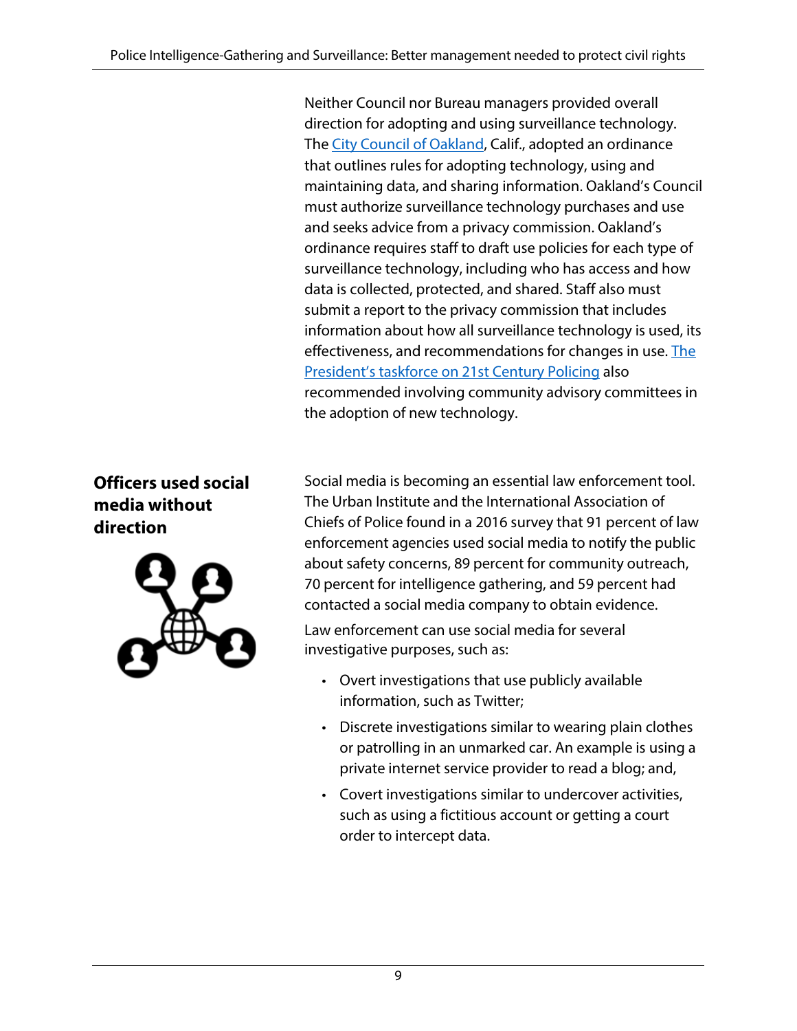Neither Council nor Bureau managers provided overall direction for adopting and using surveillance technology. The City Council of Oakland, Calif., adopted an ordinance that outlines rules for adopting technology, using and maintaining data, and sharing information. Oakland's Council must authorize surveillance technology purchases and use and seeks advice from a privacy commission. Oakland's ordinance requires staff to draft use policies for each type of surveillance technology, including who has access and how data is collected, protected, and shared. Staff also must submit a report to the privacy commission that includes information about how all surveillance technology is used, its effectiveness, and recommendations for changes in use. The President's taskforce on 21st Century Policing also recommended involving community advisory committees in the adoption of new technology.

## Officers used social media without direction

Social media is becoming an essential law enforcement tool. The Urban Institute and the International Association of Chiefs of Police found in a 2016 survey that 91 percent of law enforcement agencies used social media to notify the public about safety concerns, 89 percent for community outreach, 70 percent for intelligence gathering, and 59 percent had contacted a social media company to obtain evidence.

Law enforcement can use social media for several investigative purposes, such as:

- Overt investigations that use publicly available information, such as Twitter;
- Discrete investigations similar to wearing plain clothes or patrolling in an unmarked car. An example is using a private internet service provider to read a blog; and,
- Covert investigations similar to undercover activities, such as using a fictitious account or getting a court order to intercept data.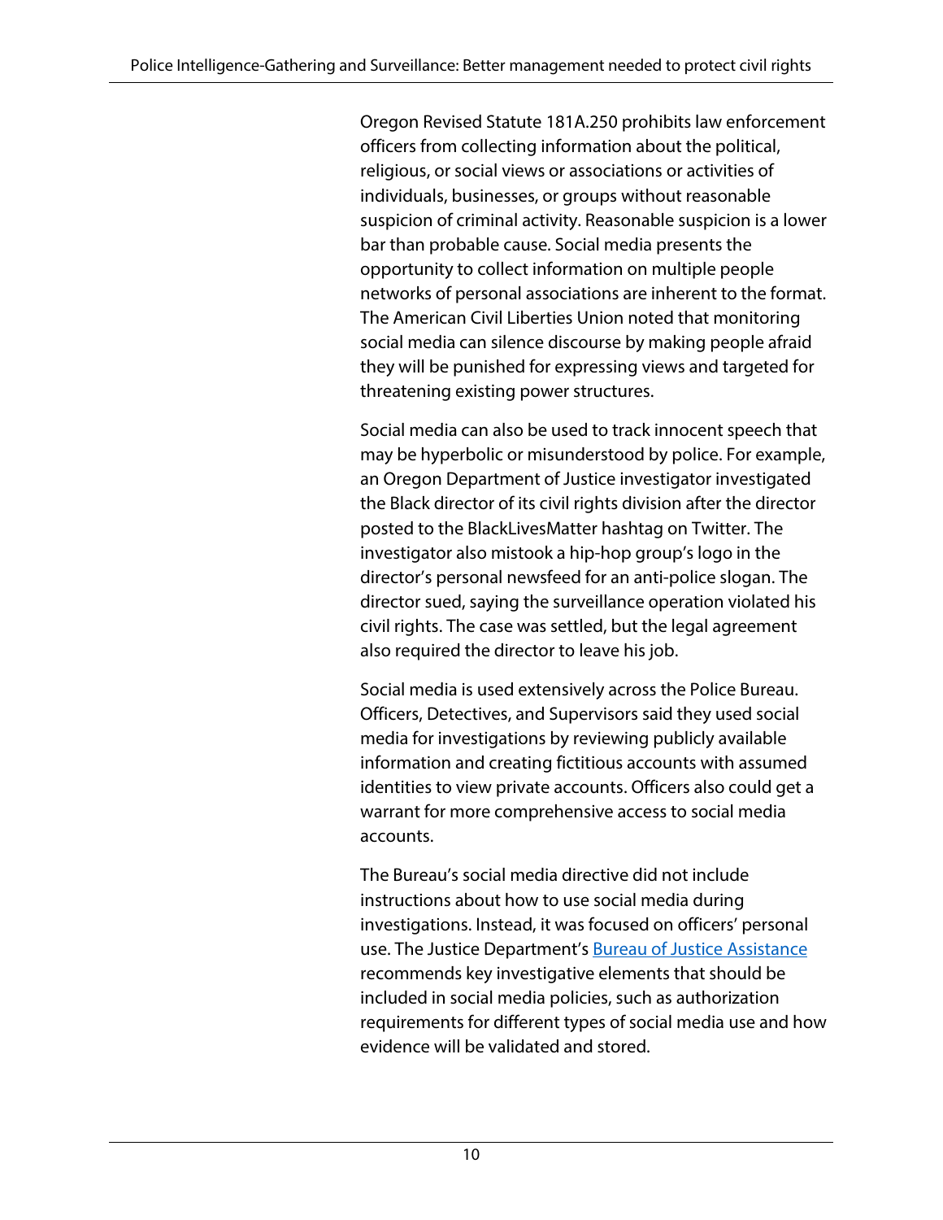Oregon Revised Statute 181A.250 prohibits law enforcement officers from collecting information about the political, religious, or social views or associations or activities of individuals, businesses, or groups without reasonable suspicion of criminal activity. Reasonable suspicion is a lower bar than probable cause. Social media presents the opportunity to collect information on multiple people networks of personal associations are inherent to the format. The American Civil Liberties Union noted that monitoring social media can silence discourse by making people afraid they will be punished for expressing views and targeted for threatening existing power structures.

Social media can also be used to track innocent speech that may be hyperbolic or misunderstood by police. For example, an Oregon Department of Justice investigator investigated the Black director of its civil rights division after the director posted to the BlackLivesMatter hashtag on Twitter. The investigator also mistook a hip-hop group's logo in the director's personal newsfeed for an anti-police slogan. The director sued, saying the surveillance operation violated his civil rights. The case was settled, but the legal agreement also required the director to leave his job.

Social media is used extensively across the Police Bureau. Officers, Detectives, and Supervisors said they used social media for investigations by reviewing publicly available information and creating fictitious accounts with assumed identities to view private accounts. Officers also could get a warrant for more comprehensive access to social media accounts.

The Bureau's social media directive did not include instructions about how to use social media during investigations. Instead, it was focused on officers' personal use. The Justice Department's Bureau of Justice Assistance recommends key investigative elements that should be included in social media policies, such as authorization requirements for different types of social media use and how evidence will be validated and stored.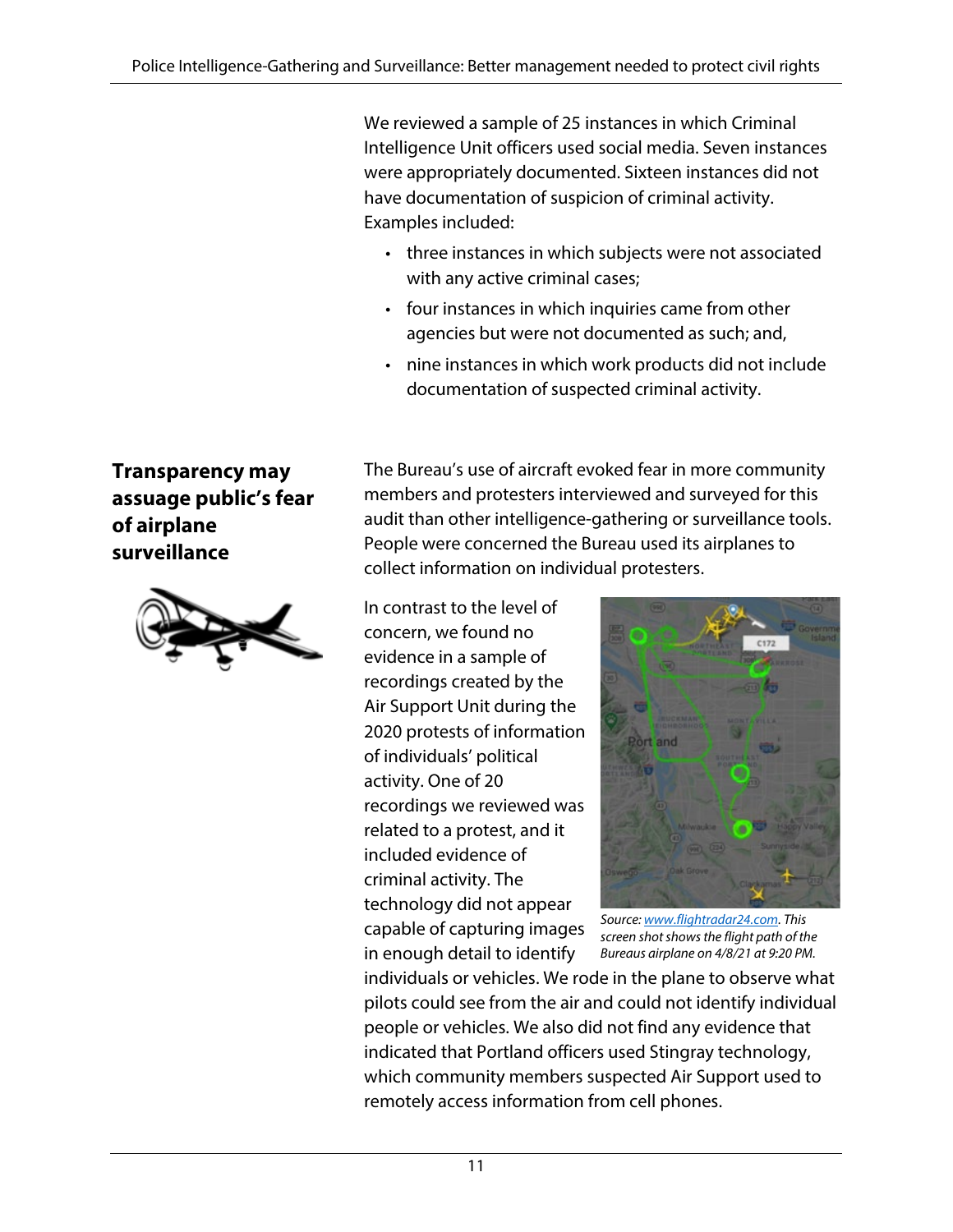We reviewed a sample of 25 instances in which Criminal Intelligence Unit officers used social media. Seven instances were appropriately documented. Sixteen instances did not have documentation of suspicion of criminal activity. Examples included:

- three instances in which subjects were not associated with any active criminal cases;
- four instances in which inquiries came from other agencies but were not documented as such; and,
- nine instances in which work products did not include documentation of suspected criminal activity.

## Transparency may assuage public's fear of airplane surveillance

The Bureau's use of aircraft evoked fear in more community members and protesters interviewed and surveyed for this audit than other intelligence-gathering or surveillance tools. People were concerned the Bureau used its airplanes to collect information on individual protesters.

In contrast to the level of concern, we found no evidence in a sample of recordings created by the Air Support Unit during the 2020 protests of information of individuals' political activity. One of 20 recordings we reviewed was related to a protest, and it included evidence of criminal activity. The technology did not appear capable of capturing images in enough detail to identify individuals or vehicles. We rode in the plane to observe what pilots could see from the air and could not identify individual people or vehicles. We also did not find any evidence that indicated that Portland officers used Stingray technology, which community members suspected Air Support used to remotely access information from cell phones.

*Source: [www.flightradar24.com](www.flightradar24.com). This screen shot shows the flight path of the Bureaus airplane on 4/8/21 at 9:20 PM.*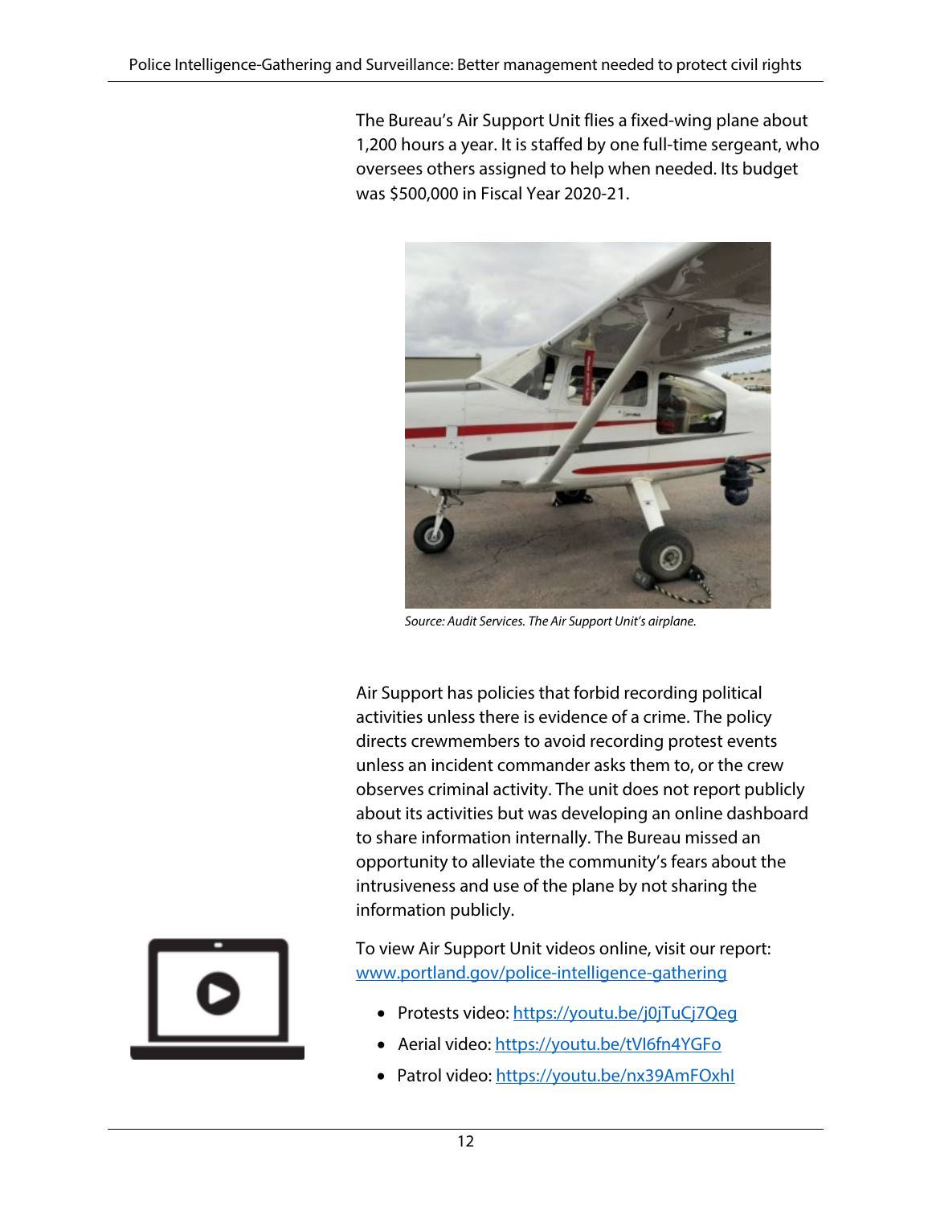The Bureau's Air Support Unit flies a fixed-wing plane about 1,200 hours a year. It is staffed by one full-time sergeant, who oversees others assigned to help when needed. Its budget was $500,000 in Fiscal Year 2020-21.

*Source: Audit Services. The Air Support Unit's airplane.*

Air Support has policies that forbid recording political activities unless there is evidence of a crime. The policy directs crewmembers to avoid recording protest events unless an incident commander asks them to, or the crew observes criminal activity. The unit does not report publicly about its activities but was developing an online dashboard to share information internally. The Bureau missed an opportunity to alleviate the community's fears about the intrusiveness and use of the plane by not sharing the information publicly.

To view Air Support Unit videos online, visit our report: [www.portland.gov/police-intelligence-gathering](www.portland.gov/police-intelligence-gathering)

- Protests video: [https://youtu.be/j0jTuCj7Qeg](https://youtu.be/j0jTuCj7Qeg)
- Aerial video: [https://youtu.be/tVI6fn4YGFo](https://youtu.be/tVI6fn4YGFo)
- Patrol video: [https://youtu.be/nx39AmFOxhI](https://youtu.be/nx39AmFOxhI)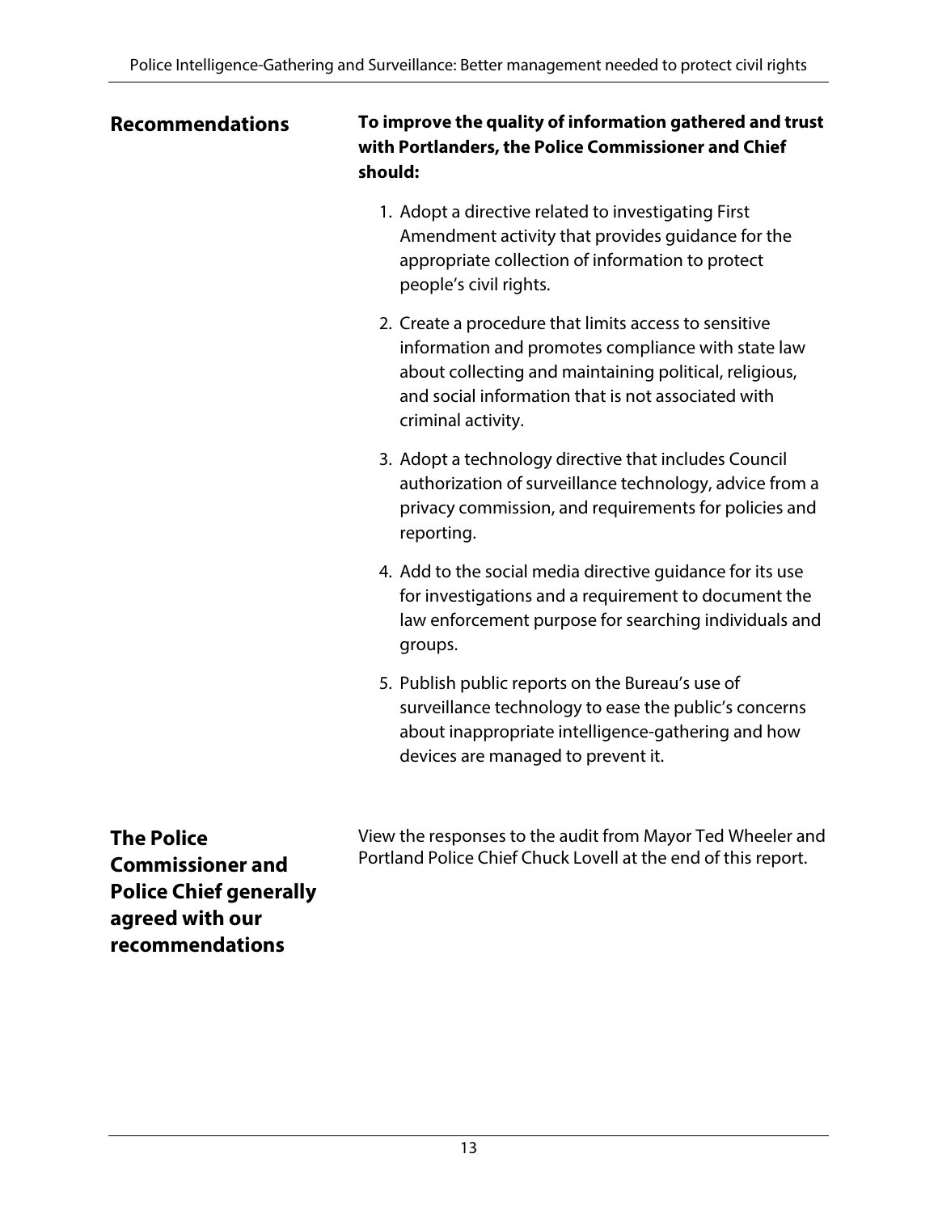## Recommendations

**To improve the quality of information gathered and trust with Portlanders, the Police Commissioner and Chief should:**

1. Adopt a directive related to investigating First Amendment activity that provides guidance for the appropriate collection of information to protect people's civil rights.
2. Create a procedure that limits access to sensitive information and promotes compliance with state law about collecting and maintaining political, religious, and social information that is not associated with criminal activity.
3. Adopt a technology directive that includes Council authorization of surveillance technology, advice from a privacy commission, and requirements for policies and reporting.
4. Add to the social media directive guidance for its use for investigations and a requirement to document the law enforcement purpose for searching individuals and groups.
5. Publish public reports on the Bureau's use of surveillance technology to ease the public's concerns about inappropriate intelligence-gathering and how devices are managed to prevent it.

## The Police Commissioner and Police Chief generally agreed with our recommendations

View the responses to the audit from Mayor Ted Wheeler and Portland Police Chief Chuck Lovell at the end of this report.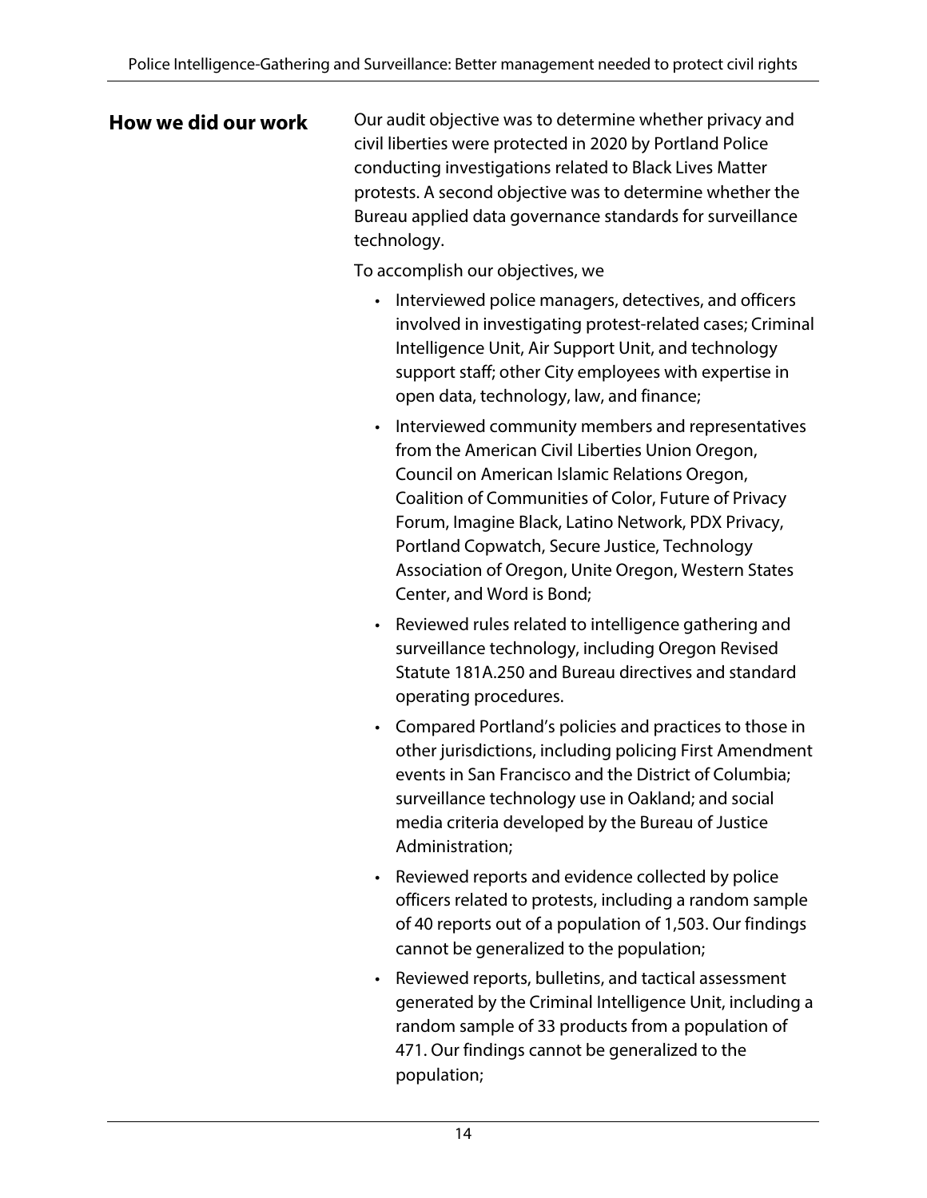## How we did our work

Our audit objective was to determine whether privacy and civil liberties were protected in 2020 by Portland Police conducting investigations related to Black Lives Matter protests. A second objective was to determine whether the Bureau applied data governance standards for surveillance technology.

To accomplish our objectives, we

- Interviewed police managers, detectives, and officers involved in investigating protest-related cases; Criminal Intelligence Unit, Air Support Unit, and technology support staff; other City employees with expertise in open data, technology, law, and finance;
- Interviewed community members and representatives from the American Civil Liberties Union Oregon, Council on American Islamic Relations Oregon, Coalition of Communities of Color, Future of Privacy Forum, Imagine Black, Latino Network, PDX Privacy, Portland Copwatch, Secure Justice, Technology Association of Oregon, Unite Oregon, Western States Center, and Word is Bond;
- Reviewed rules related to intelligence gathering and surveillance technology, including Oregon Revised Statute 181A.250 and Bureau directives and standard operating procedures.
- Compared Portland's policies and practices to those in other jurisdictions, including policing First Amendment events in San Francisco and the District of Columbia; surveillance technology use in Oakland; and social media criteria developed by the Bureau of Justice Administration;
- Reviewed reports and evidence collected by police officers related to protests, including a random sample of 40 reports out of a population of 1,503. Our findings cannot be generalized to the population;
- Reviewed reports, bulletins, and tactical assessment generated by the Criminal Intelligence Unit, including a random sample of 33 products from a population of 471. Our findings cannot be generalized to the population;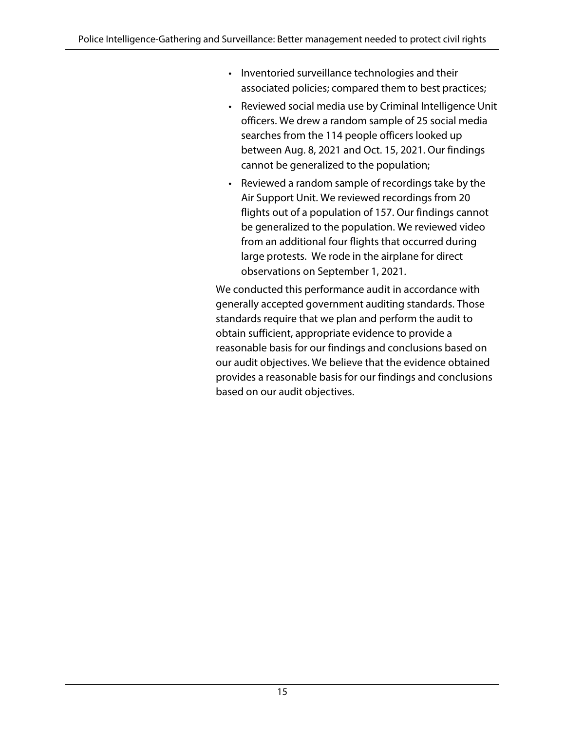- Inventoried surveillance technologies and their associated policies; compared them to best practices;
- Reviewed social media use by Criminal Intelligence Unit officers. We drew a random sample of 25 social media searches from the 114 people officers looked up between Aug. 8, 2021 and Oct. 15, 2021. Our findings cannot be generalized to the population;
- Reviewed a random sample of recordings take by the Air Support Unit. We reviewed recordings from 20 flights out of a population of 157. Our findings cannot be generalized to the population. We reviewed video from an additional four flights that occurred during large protests. We rode in the airplane for direct observations on September 1, 2021.

We conducted this performance audit in accordance with generally accepted government auditing standards. Those standards require that we plan and perform the audit to obtain sufficient, appropriate evidence to provide a reasonable basis for our findings and conclusions based on our audit objectives. We believe that the evidence obtained provides a reasonable basis for our findings and conclusions based on our audit objectives.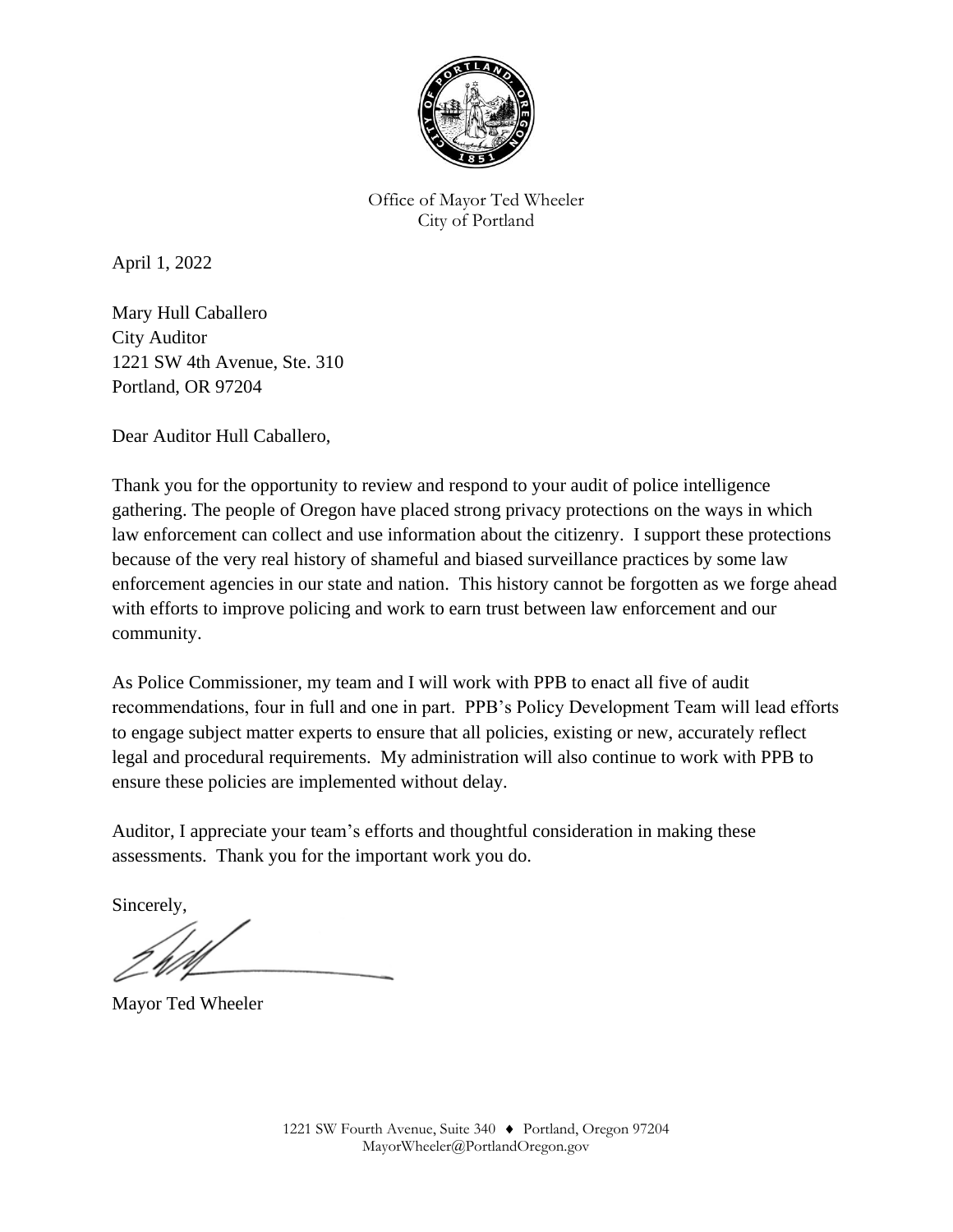Office of Mayor Ted Wheeler
City of Portland

April 1, 2022

Mary Hull Caballero
City Auditor
1221 SW 4th Avenue, Ste. 310
Portland, OR 97204

Dear Auditor Hull Caballero,

Thank you for the opportunity to review and respond to your audit of police intelligence gathering. The people of Oregon have placed strong privacy protections on the ways in which law enforcement can collect and use information about the citizenry. I support these protections because of the very real history of shameful and biased surveillance practices by some law enforcement agencies in our state and nation. This history cannot be forgotten as we forge ahead with efforts to improve policing and work to earn trust between law enforcement and our community.

As Police Commissioner, my team and I will work with PPB to enact all five of audit recommendations, four in full and one in part. PPB's Policy Development Team will lead efforts to engage subject matter experts to ensure that all policies, existing or new, accurately reflect legal and procedural requirements. My administration will also continue to work with PPB to ensure these policies are implemented without delay.

Auditor, I appreciate your team's efforts and thoughtful consideration in making these assessments. Thank you for the important work you do.

Sincerely,

Mayor Ted Wheeler

1221 SW Fourth Avenue, Suite 340 ♦ Portland, Oregon 97204
MayorWheeler@PortlandOregon.gov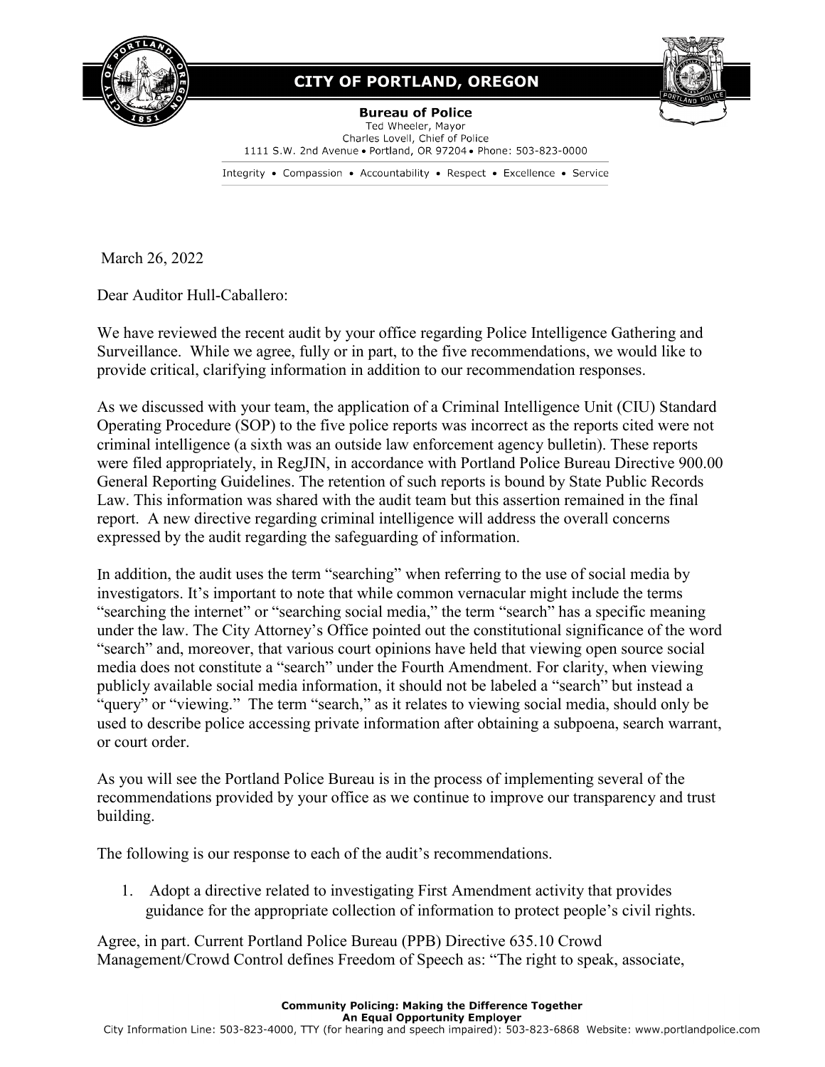**CITY OF PORTLAND, OREGON**

**Bureau of Police**
Ted Wheeler, Mayor
Charles Lovell, Chief of Police
1111 S.W. 2nd Avenue • Portland, OR 97204 • Phone: 503-823-0000

Integrity • Compassion • Accountability • Respect • Excellence • Service

March 26, 2022

Dear Auditor Hull-Caballero:

We have reviewed the recent audit by your office regarding Police Intelligence Gathering and Surveillance. While we agree, fully or in part, to the five recommendations, we would like to provide critical, clarifying information in addition to our recommendation responses.

As we discussed with your team, the application of a Criminal Intelligence Unit (CIU) Standard Operating Procedure (SOP) to the five police reports was incorrect as the reports cited were not criminal intelligence (a sixth was an outside law enforcement agency bulletin). These reports were filed appropriately, in RegJIN, in accordance with Portland Police Bureau Directive 900.00 General Reporting Guidelines. The retention of such reports is bound by State Public Records Law. This information was shared with the audit team but this assertion remained in the final report. A new directive regarding criminal intelligence will address the overall concerns expressed by the audit regarding the safeguarding of information.

In addition, the audit uses the term "searching" when referring to the use of social media by investigators. It's important to note that while common vernacular might include the terms "searching the internet" or "searching social media," the term "search" has a specific meaning under the law. The City Attorney's Office pointed out the constitutional significance of the word "search" and, moreover, that various court opinions have held that viewing open source social media does not constitute a "search" under the Fourth Amendment. For clarity, when viewing publicly available social media information, it should not be labeled a "search" but instead a "query" or "viewing." The term "search," as it relates to viewing social media, should only be used to describe police accessing private information after obtaining a subpoena, search warrant, or court order.

As you will see the Portland Police Bureau is in the process of implementing several of the recommendations provided by your office as we continue to improve our transparency and trust building.

The following is our response to each of the audit's recommendations.

1. Adopt a directive related to investigating First Amendment activity that provides guidance for the appropriate collection of information to protect people's civil rights.

Agree, in part. Current Portland Police Bureau (PPB) Directive 635.10 Crowd Management/Crowd Control defines Freedom of Speech as: "The right to speak, associate,

**Community Policing: Making the Difference Together**
**An Equal Opportunity Employer**
City Information Line: 503-823-4000, TTY (for hearing and speech impaired): 503-823-6868 Website: www.portlandpolice.com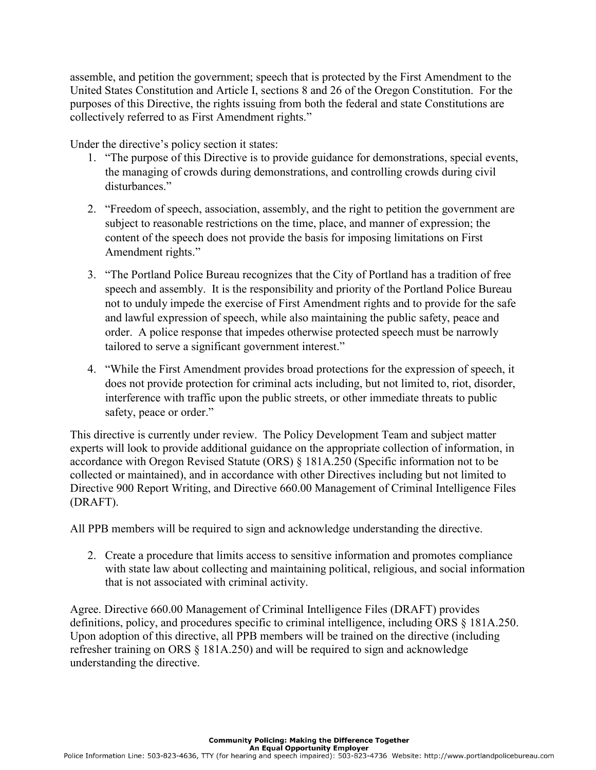assemble, and petition the government; speech that is protected by the First Amendment to the United States Constitution and Article I, sections 8 and 26 of the Oregon Constitution. For the purposes of this Directive, the rights issuing from both the federal and state Constitutions are collectively referred to as First Amendment rights."

Under the directive's policy section it states:

1. "The purpose of this Directive is to provide guidance for demonstrations, special events, the managing of crowds during demonstrations, and controlling crowds during civil disturbances."

2. "Freedom of speech, association, assembly, and the right to petition the government are subject to reasonable restrictions on the time, place, and manner of expression; the content of the speech does not provide the basis for imposing limitations on First Amendment rights."

3. "The Portland Police Bureau recognizes that the City of Portland has a tradition of free speech and assembly. It is the responsibility and priority of the Portland Police Bureau not to unduly impede the exercise of First Amendment rights and to provide for the safe and lawful expression of speech, while also maintaining the public safety, peace and order. A police response that impedes otherwise protected speech must be narrowly tailored to serve a significant government interest."

4. "While the First Amendment provides broad protections for the expression of speech, it does not provide protection for criminal acts including, but not limited to, riot, disorder, interference with traffic upon the public streets, or other immediate threats to public safety, peace or order."

This directive is currently under review. The Policy Development Team and subject matter experts will look to provide additional guidance on the appropriate collection of information, in accordance with Oregon Revised Statute (ORS) § 181A.250 (Specific information not to be collected or maintained), and in accordance with other Directives including but not limited to Directive 900 Report Writing, and Directive 660.00 Management of Criminal Intelligence Files (DRAFT).

All PPB members will be required to sign and acknowledge understanding the directive.

2. Create a procedure that limits access to sensitive information and promotes compliance with state law about collecting and maintaining political, religious, and social information that is not associated with criminal activity.

Agree. Directive 660.00 Management of Criminal Intelligence Files (DRAFT) provides definitions, policy, and procedures specific to criminal intelligence, including ORS § 181A.250. Upon adoption of this directive, all PPB members will be trained on the directive (including refresher training on ORS § 181A.250) and will be required to sign and acknowledge understanding the directive.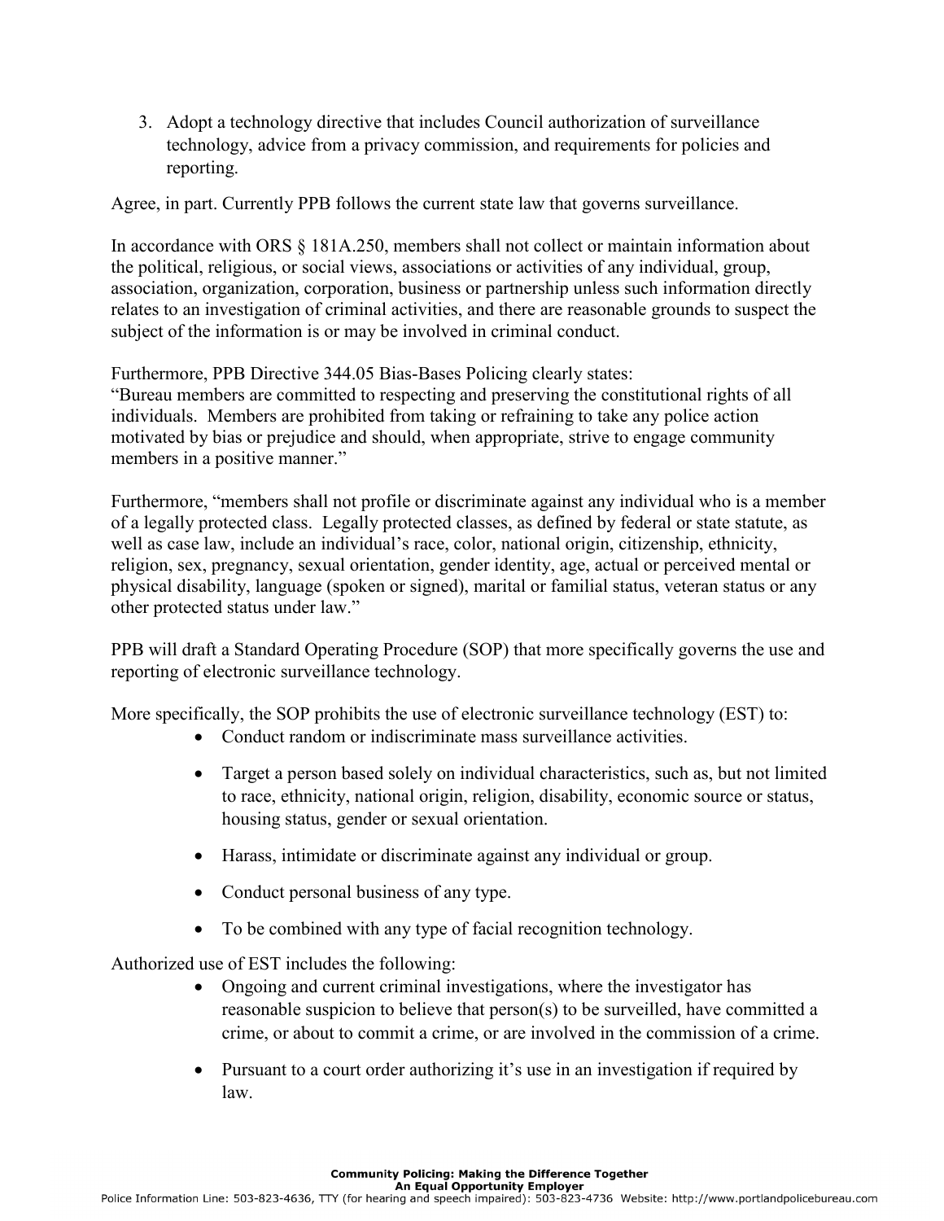3. Adopt a technology directive that includes Council authorization of surveillance technology, advice from a privacy commission, and requirements for policies and reporting.

Agree, in part. Currently PPB follows the current state law that governs surveillance.

In accordance with ORS § 181A.250, members shall not collect or maintain information about the political, religious, or social views, associations or activities of any individual, group, association, organization, corporation, business or partnership unless such information directly relates to an investigation of criminal activities, and there are reasonable grounds to suspect the subject of the information is or may be involved in criminal conduct.

Furthermore, PPB Directive 344.05 Bias-Bases Policing clearly states:
"Bureau members are committed to respecting and preserving the constitutional rights of all individuals. Members are prohibited from taking or refraining to take any police action motivated by bias or prejudice and should, when appropriate, strive to engage community members in a positive manner."

Furthermore, "members shall not profile or discriminate against any individual who is a member of a legally protected class. Legally protected classes, as defined by federal or state statute, as well as case law, include an individual's race, color, national origin, citizenship, ethnicity, religion, sex, pregnancy, sexual orientation, gender identity, age, actual or perceived mental or physical disability, language (spoken or signed), marital or familial status, veteran status or any other protected status under law."

PPB will draft a Standard Operating Procedure (SOP) that more specifically governs the use and reporting of electronic surveillance technology.

More specifically, the SOP prohibits the use of electronic surveillance technology (EST) to:

- Conduct random or indiscriminate mass surveillance activities.
- Target a person based solely on individual characteristics, such as, but not limited to race, ethnicity, national origin, religion, disability, economic source or status, housing status, gender or sexual orientation.
- Harass, intimidate or discriminate against any individual or group.
- Conduct personal business of any type.
- To be combined with any type of facial recognition technology.

Authorized use of EST includes the following:

- Ongoing and current criminal investigations, where the investigator has reasonable suspicion to believe that person(s) to be surveilled, have committed a crime, or about to commit a crime, or are involved in the commission of a crime.
- Pursuant to a court order authorizing it's use in an investigation if required by law.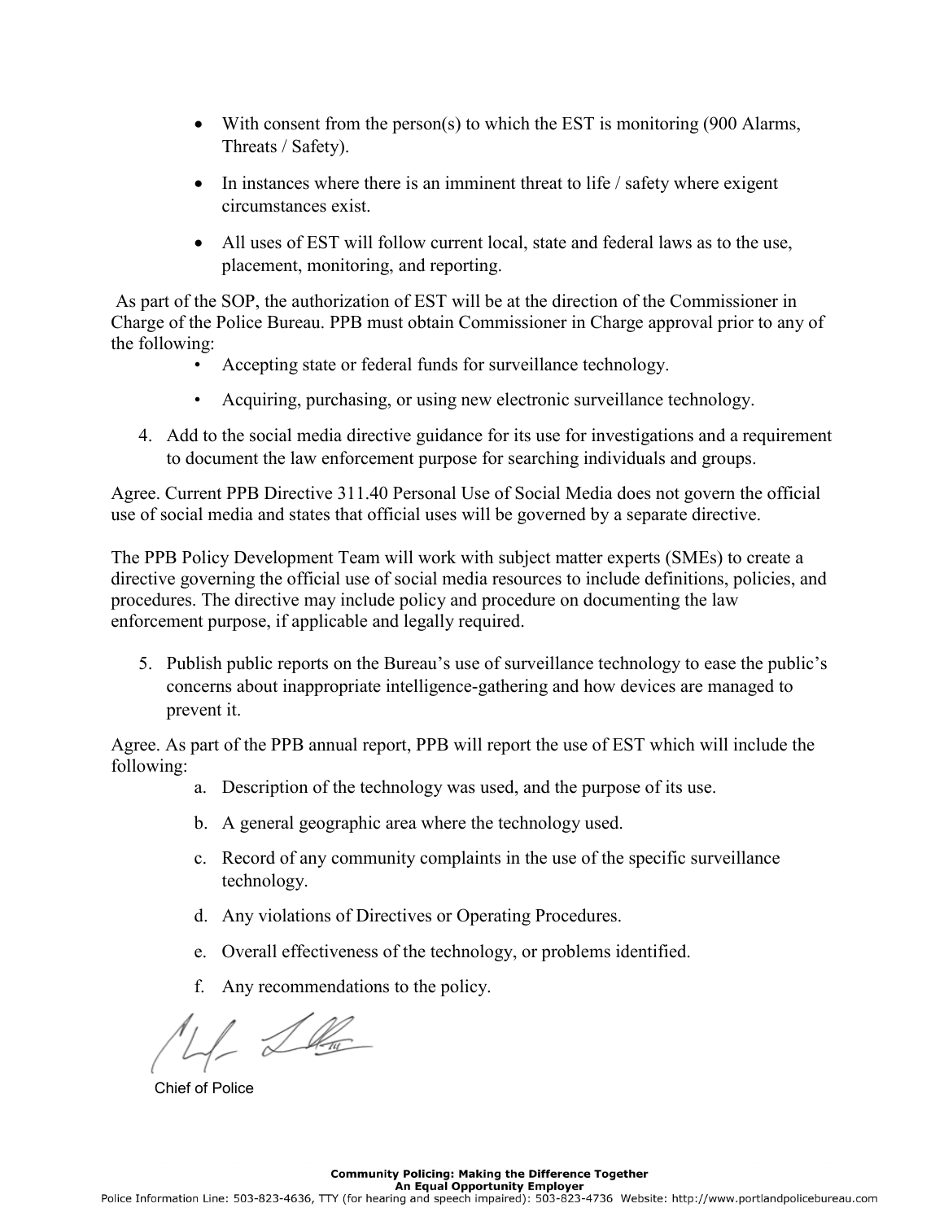- With consent from the person(s) to which the EST is monitoring (900 Alarms, Threats / Safety).
- In instances where there is an imminent threat to life / safety where exigent circumstances exist.
- All uses of EST will follow current local, state and federal laws as to the use, placement, monitoring, and reporting.

As part of the SOP, the authorization of EST will be at the direction of the Commissioner in Charge of the Police Bureau. PPB must obtain Commissioner in Charge approval prior to any of the following:

- Accepting state or federal funds for surveillance technology.
- Acquiring, purchasing, or using new electronic surveillance technology.

4. Add to the social media directive guidance for its use for investigations and a requirement to document the law enforcement purpose for searching individuals and groups.

Agree. Current PPB Directive 311.40 Personal Use of Social Media does not govern the official use of social media and states that official uses will be governed by a separate directive.

The PPB Policy Development Team will work with subject matter experts (SMEs) to create a directive governing the official use of social media resources to include definitions, policies, and procedures. The directive may include policy and procedure on documenting the law enforcement purpose, if applicable and legally required.

5. Publish public reports on the Bureau's use of surveillance technology to ease the public's concerns about inappropriate intelligence-gathering and how devices are managed to prevent it.

Agree. As part of the PPB annual report, PPB will report the use of EST which will include the following:

a. Description of the technology was used, and the purpose of its use.
b. A general geographic area where the technology used.
c. Record of any community complaints in the use of the specific surveillance technology.
d. Any violations of Directives or Operating Procedures.
e. Overall effectiveness of the technology, or problems identified.
f. Any recommendations to the policy.

Chief of Police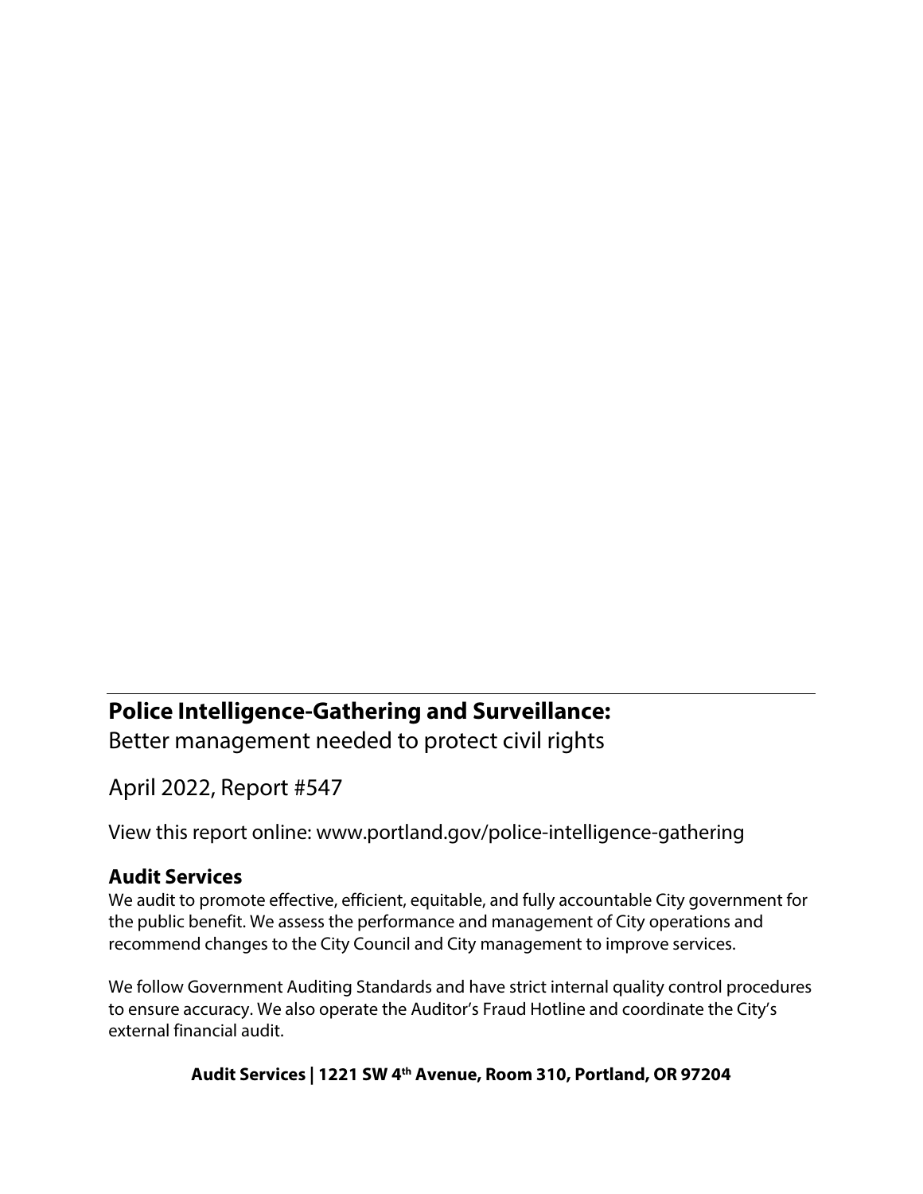**Police Intelligence-Gathering and Surveillance:**

Better management needed to protect civil rights

April 2022, Report #547

View this report online: www.portland.gov/police-intelligence-gathering

## Audit Services

We audit to promote effective, efficient, equitable, and fully accountable City government for the public benefit. We assess the performance and management of City operations and recommend changes to the City Council and City management to improve services.

We follow Government Auditing Standards and have strict internal quality control procedures to ensure accuracy. We also operate the Auditor's Fraud Hotline and coordinate the City's external financial audit.

**Audit Services | 1221 SW 4th Avenue, Room 310, Portland, OR 97204**